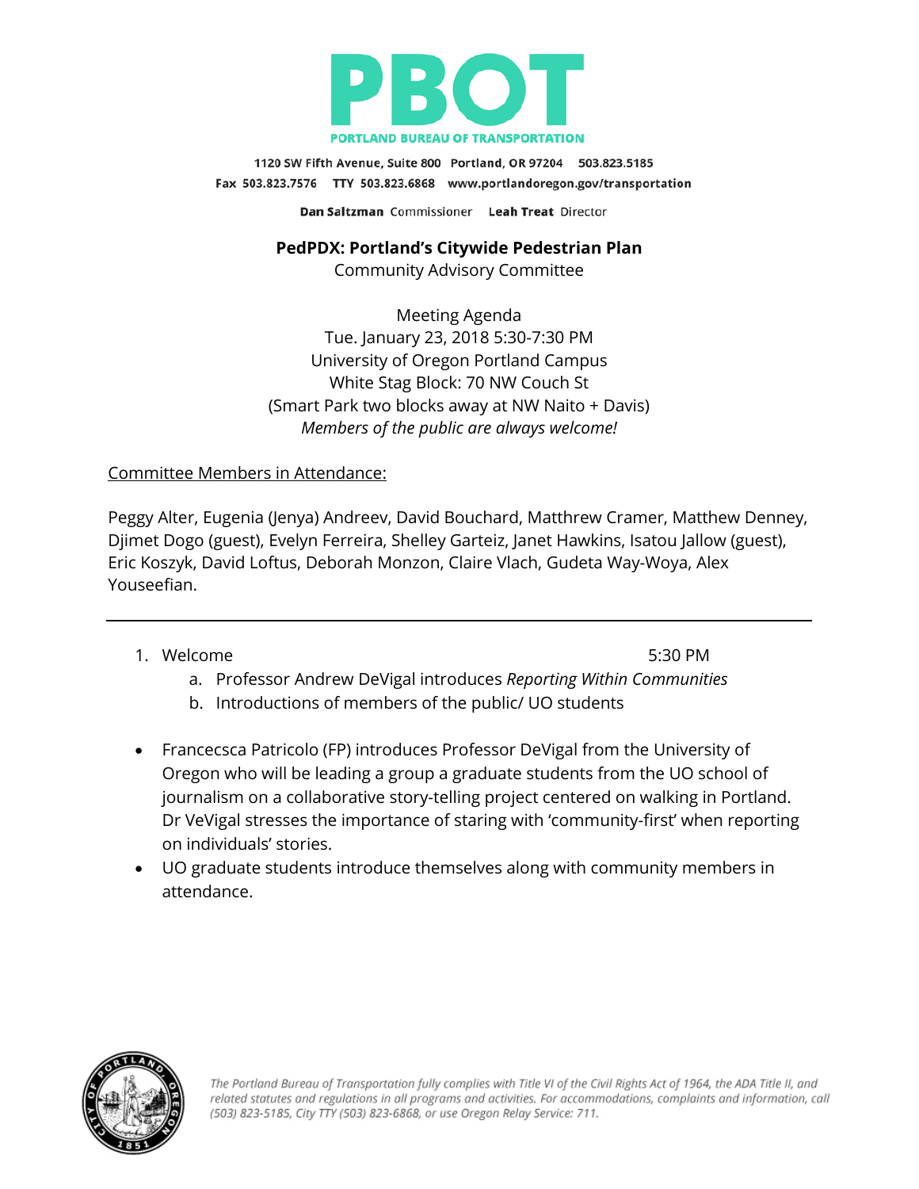# PBOT

PORTLAND BUREAU OF TRANSPORTATION

1120 SW Fifth Avenue, Suite 800 Portland, OR 97204 503.823.5185
Fax 503.823.7576 TTY 503.823.6868 www.portlandoregon.gov/transportation

**Dan Saltzman** Commissioner **Leah Treat** Director

**PedPDX: Portland's Citywide Pedestrian Plan**
Community Advisory Committee

Meeting Agenda
Tue. January 23, 2018 5:30-7:30 PM
University of Oregon Portland Campus
White Stag Block: 70 NW Couch St
(Smart Park two blocks away at NW Naito + Davis)
*Members of the public are always welcome!*

Committee Members in Attendance:

Peggy Alter, Eugenia (Jenya) Andreev, David Bouchard, Matthrew Cramer, Matthew Denney, Djimet Dogo (guest), Evelyn Ferreira, Shelley Garteiz, Janet Hawkins, Isatou Jallow (guest), Eric Koszyk, David Loftus, Deborah Monzon, Claire Vlach, Gudeta Way-Woya, Alex Youseefian.

---

1. Welcome 5:30 PM
   a. Professor Andrew DeVigal introduces *Reporting Within Communities*
   b. Introductions of members of the public/ UO students

- Francecsca Patricolo (FP) introduces Professor DeVigal from the University of Oregon who will be leading a group a graduate students from the UO school of journalism on a collaborative story-telling project centered on walking in Portland. Dr VeVigal stresses the importance of staring with 'community-first' when reporting on individuals' stories.
- UO graduate students introduce themselves along with community members in attendance.

*The Portland Bureau of Transportation fully complies with Title VI of the Civil Rights Act of 1964, the ADA Title II, and related statutes and regulations in all programs and activities. For accommodations, complaints and information, call (503) 823-5185, City TTY (503) 823-6868, or use Oregon Relay Service: 711.*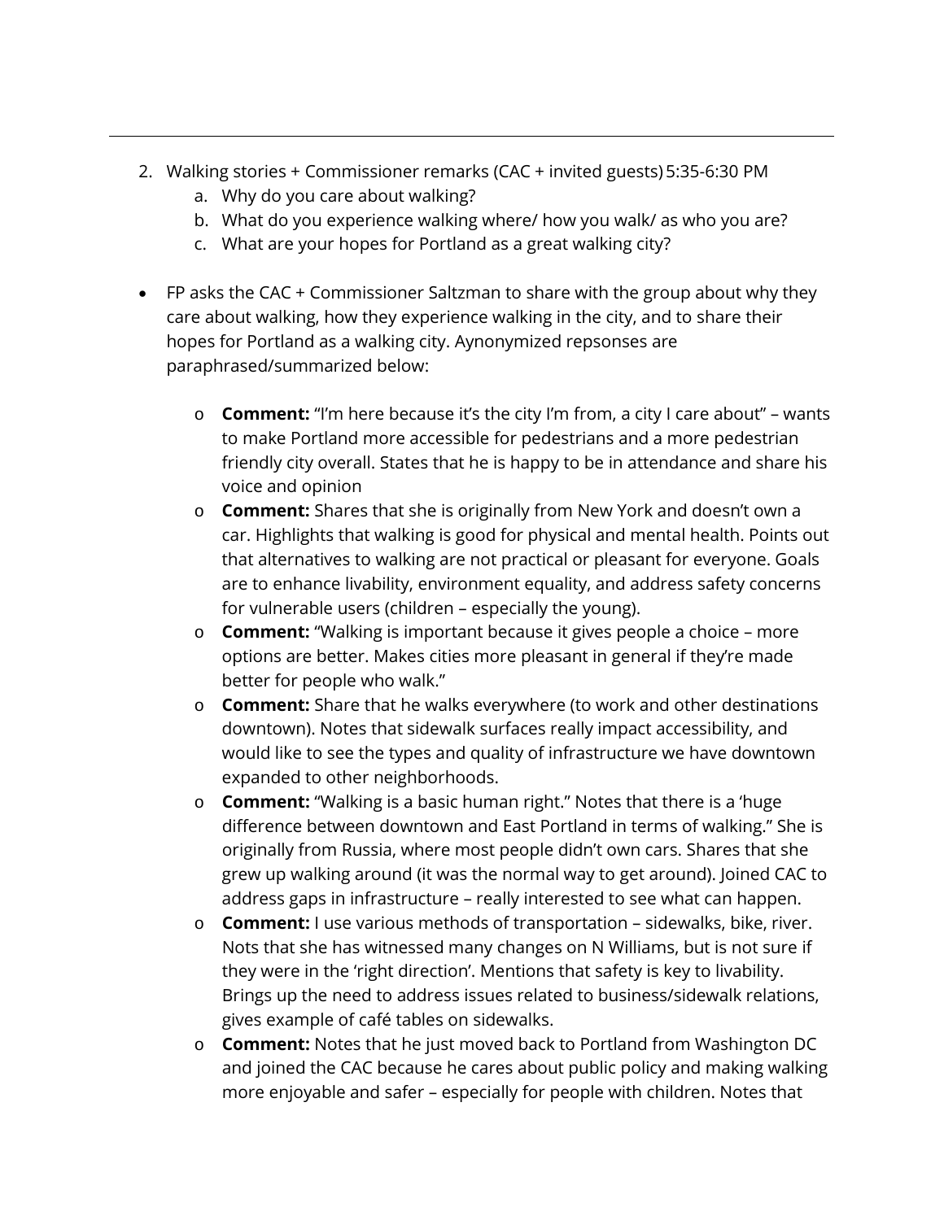2. Walking stories + Commissioner remarks (CAC + invited guests) 5:35-6:30 PM
    a. Why do you care about walking?
    b. What do you experience walking where/ how you walk/ as who you are?
    c. What are your hopes for Portland as a great walking city?

- FP asks the CAC + Commissioner Saltzman to share with the group about why they care about walking, how they experience walking in the city, and to share their hopes for Portland as a walking city. Aynonymized repsonses are paraphrased/summarized below:

    - **Comment:** "I'm here because it's the city I'm from, a city I care about" – wants to make Portland more accessible for pedestrians and a more pedestrian friendly city overall. States that he is happy to be in attendance and share his voice and opinion
    - **Comment:** Shares that she is originally from New York and doesn't own a car. Highlights that walking is good for physical and mental health. Points out that alternatives to walking are not practical or pleasant for everyone. Goals are to enhance livability, environment equality, and address safety concerns for vulnerable users (children – especially the young).
    - **Comment:** "Walking is important because it gives people a choice – more options are better. Makes cities more pleasant in general if they're made better for people who walk."
    - **Comment:** Share that he walks everywhere (to work and other destinations downtown). Notes that sidewalk surfaces really impact accessibility, and would like to see the types and quality of infrastructure we have downtown expanded to other neighborhoods.
    - **Comment:** "Walking is a basic human right." Notes that there is a 'huge difference between downtown and East Portland in terms of walking." She is originally from Russia, where most people didn't own cars. Shares that she grew up walking around (it was the normal way to get around). Joined CAC to address gaps in infrastructure – really interested to see what can happen.
    - **Comment:** I use various methods of transportation – sidewalks, bike, river. Nots that she has witnessed many changes on N Williams, but is not sure if they were in the 'right direction'. Mentions that safety is key to livability. Brings up the need to address issues related to business/sidewalk relations, gives example of café tables on sidewalks.
    - **Comment:** Notes that he just moved back to Portland from Washington DC and joined the CAC because he cares about public policy and making walking more enjoyable and safer – especially for people with children. Notes that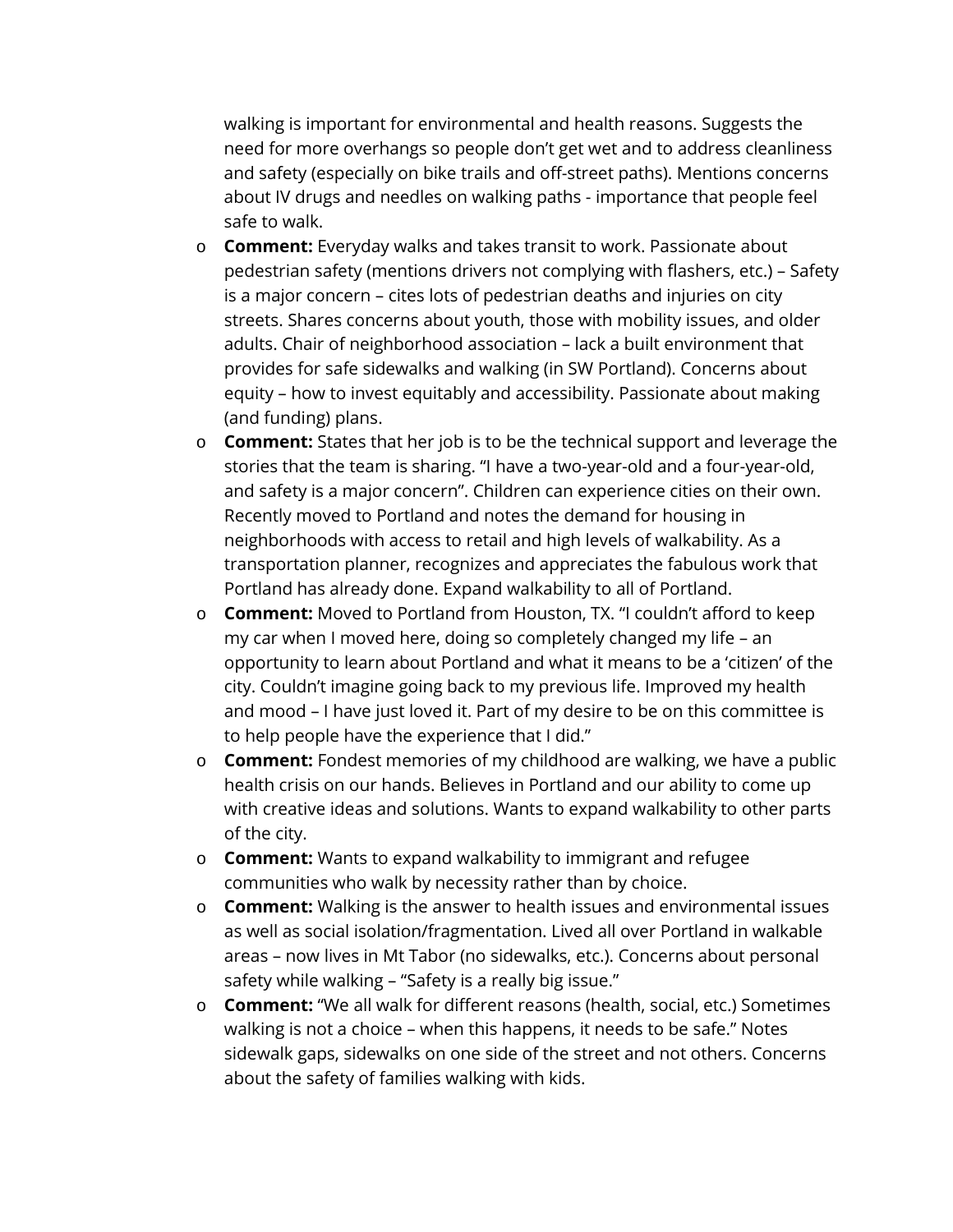walking is important for environmental and health reasons. Suggests the need for more overhangs so people don't get wet and to address cleanliness and safety (especially on bike trails and off-street paths). Mentions concerns about IV drugs and needles on walking paths - importance that people feel safe to walk.

- **Comment:** Everyday walks and takes transit to work. Passionate about pedestrian safety (mentions drivers not complying with flashers, etc.) – Safety is a major concern – cites lots of pedestrian deaths and injuries on city streets. Shares concerns about youth, those with mobility issues, and older adults. Chair of neighborhood association – lack a built environment that provides for safe sidewalks and walking (in SW Portland). Concerns about equity – how to invest equitably and accessibility. Passionate about making (and funding) plans.
- **Comment:** States that her job is to be the technical support and leverage the stories that the team is sharing. "I have a two-year-old and a four-year-old, and safety is a major concern". Children can experience cities on their own. Recently moved to Portland and notes the demand for housing in neighborhoods with access to retail and high levels of walkability. As a transportation planner, recognizes and appreciates the fabulous work that Portland has already done. Expand walkability to all of Portland.
- **Comment:** Moved to Portland from Houston, TX. "I couldn't afford to keep my car when I moved here, doing so completely changed my life – an opportunity to learn about Portland and what it means to be a 'citizen' of the city. Couldn't imagine going back to my previous life. Improved my health and mood – I have just loved it. Part of my desire to be on this committee is to help people have the experience that I did."
- **Comment:** Fondest memories of my childhood are walking, we have a public health crisis on our hands. Believes in Portland and our ability to come up with creative ideas and solutions. Wants to expand walkability to other parts of the city.
- **Comment:** Wants to expand walkability to immigrant and refugee communities who walk by necessity rather than by choice.
- **Comment:** Walking is the answer to health issues and environmental issues as well as social isolation/fragmentation. Lived all over Portland in walkable areas – now lives in Mt Tabor (no sidewalks, etc.). Concerns about personal safety while walking – "Safety is a really big issue."
- **Comment:** "We all walk for different reasons (health, social, etc.) Sometimes walking is not a choice – when this happens, it needs to be safe." Notes sidewalk gaps, sidewalks on one side of the street and not others. Concerns about the safety of families walking with kids.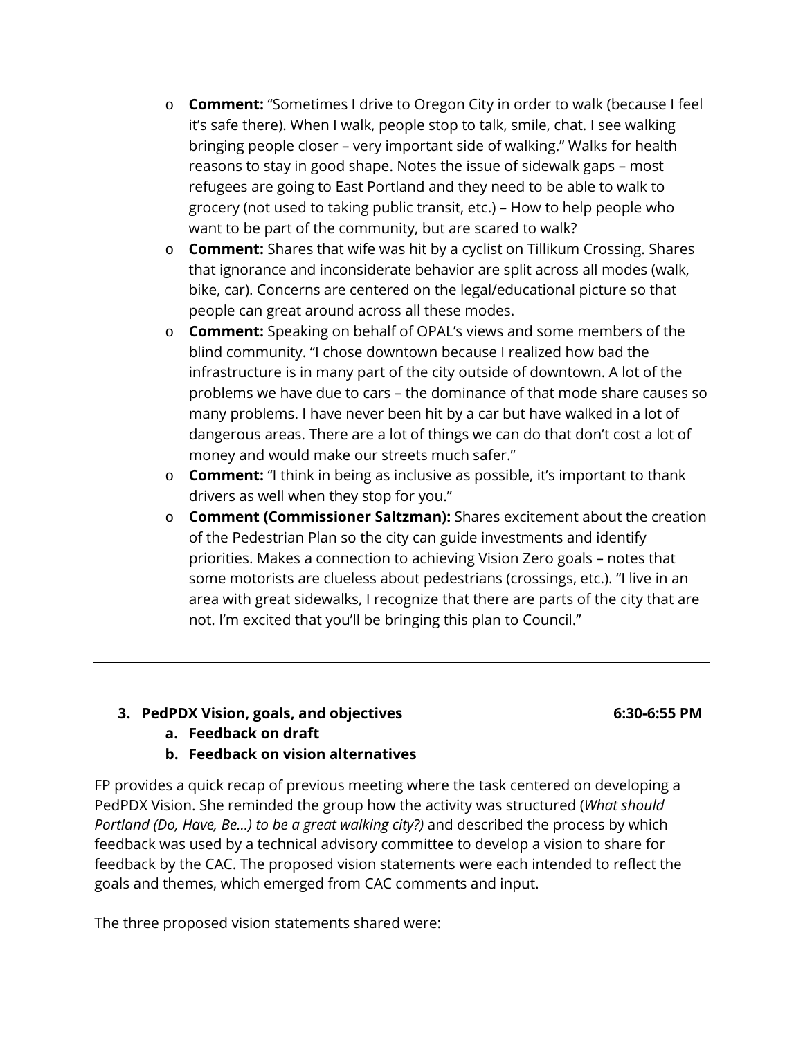- **Comment:** "Sometimes I drive to Oregon City in order to walk (because I feel it's safe there). When I walk, people stop to talk, smile, chat. I see walking bringing people closer – very important side of walking." Walks for health reasons to stay in good shape. Notes the issue of sidewalk gaps – most refugees are going to East Portland and they need to be able to walk to grocery (not used to taking public transit, etc.) – How to help people who want to be part of the community, but are scared to walk?
- **Comment:** Shares that wife was hit by a cyclist on Tillikum Crossing. Shares that ignorance and inconsiderate behavior are split across all modes (walk, bike, car). Concerns are centered on the legal/educational picture so that people can great around across all these modes.
- **Comment:** Speaking on behalf of OPAL's views and some members of the blind community. "I chose downtown because I realized how bad the infrastructure is in many part of the city outside of downtown. A lot of the problems we have due to cars – the dominance of that mode share causes so many problems. I have never been hit by a car but have walked in a lot of dangerous areas. There are a lot of things we can do that don't cost a lot of money and would make our streets much safer."
- **Comment:** "I think in being as inclusive as possible, it's important to thank drivers as well when they stop for you."
- **Comment (Commissioner Saltzman):** Shares excitement about the creation of the Pedestrian Plan so the city can guide investments and identify priorities. Makes a connection to achieving Vision Zero goals – notes that some motorists are clueless about pedestrians (crossings, etc.). "I live in an area with great sidewalks, I recognize that there are parts of the city that are not. I'm excited that you'll be bringing this plan to Council."

---

### 3. PedPDX Vision, goals, and objectives — 6:30-6:55 PM

**a. Feedback on draft**

**b. Feedback on vision alternatives**

FP provides a quick recap of previous meeting where the task centered on developing a PedPDX Vision. She reminded the group how the activity was structured (*What should Portland (Do, Have, Be…) to be a great walking city?)* and described the process by which feedback was used by a technical advisory committee to develop a vision to share for feedback by the CAC. The proposed vision statements were each intended to reflect the goals and themes, which emerged from CAC comments and input.

The three proposed vision statements shared were: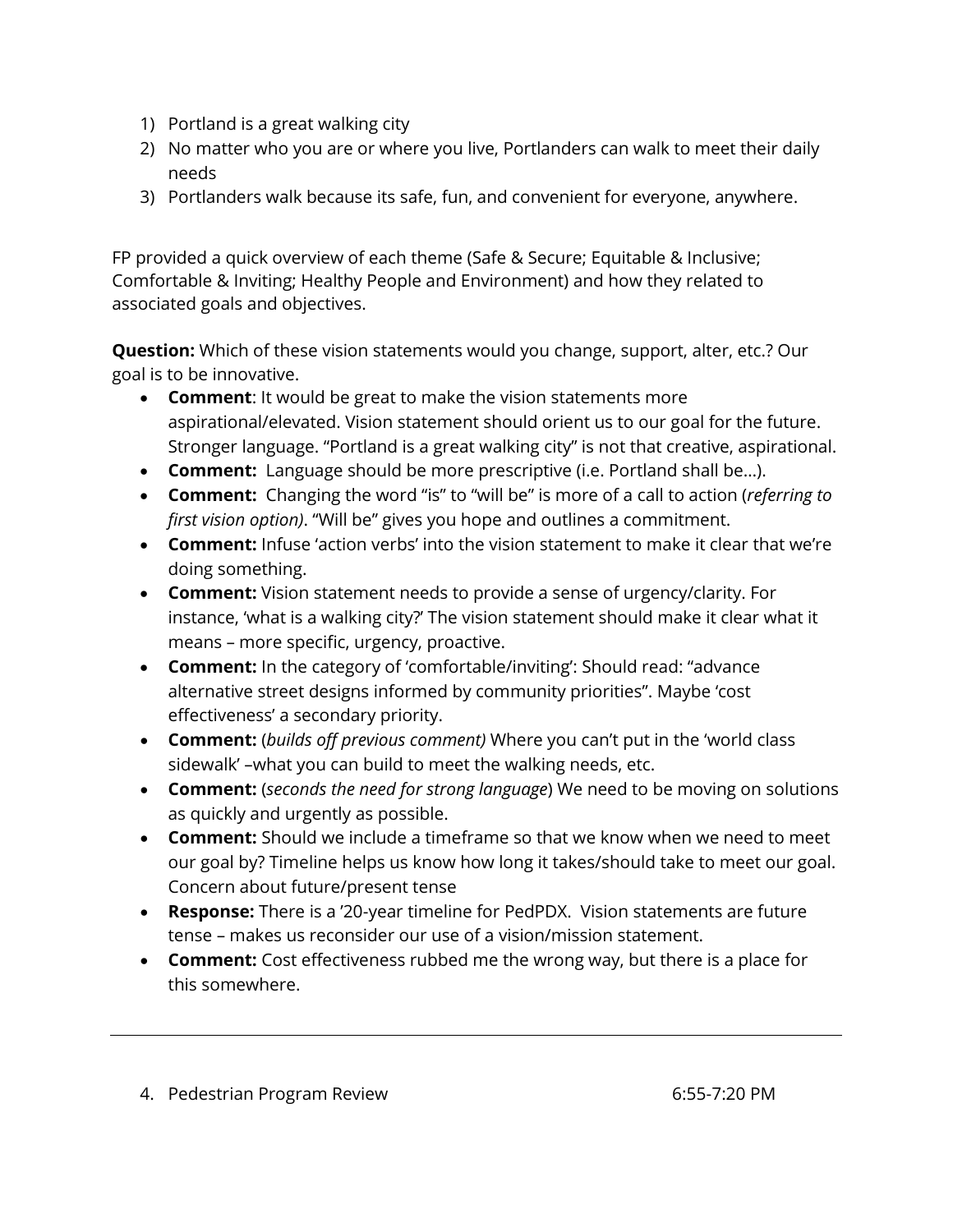1) Portland is a great walking city
2) No matter who you are or where you live, Portlanders can walk to meet their daily needs
3) Portlanders walk because its safe, fun, and convenient for everyone, anywhere.

FP provided a quick overview of each theme (Safe & Secure; Equitable & Inclusive; Comfortable & Inviting; Healthy People and Environment) and how they related to associated goals and objectives.

**Question:** Which of these vision statements would you change, support, alter, etc.? Our goal is to be innovative.

- **Comment**: It would be great to make the vision statements more aspirational/elevated. Vision statement should orient us to our goal for the future. Stronger language. "Portland is a great walking city" is not that creative, aspirational.
- **Comment:** Language should be more prescriptive (i.e. Portland shall be…).
- **Comment:** Changing the word "is" to "will be" is more of a call to action (*referring to first vision option)*. "Will be" gives you hope and outlines a commitment.
- **Comment:** Infuse 'action verbs' into the vision statement to make it clear that we're doing something.
- **Comment:** Vision statement needs to provide a sense of urgency/clarity. For instance, 'what is a walking city?' The vision statement should make it clear what it means – more specific, urgency, proactive.
- **Comment:** In the category of 'comfortable/inviting': Should read: "advance alternative street designs informed by community priorities". Maybe 'cost effectiveness' a secondary priority.
- **Comment:** (*builds off previous comment)* Where you can't put in the 'world class sidewalk' –what you can build to meet the walking needs, etc.
- **Comment:** (*seconds the need for strong language*) We need to be moving on solutions as quickly and urgently as possible.
- **Comment:** Should we include a timeframe so that we know when we need to meet our goal by? Timeline helps us know how long it takes/should take to meet our goal. Concern about future/present tense
- **Response:** There is a '20-year timeline for PedPDX. Vision statements are future tense – makes us reconsider our use of a vision/mission statement.
- **Comment:** Cost effectiveness rubbed me the wrong way, but there is a place for this somewhere.

---

4. Pedestrian Program Review 6:55-7:20 PM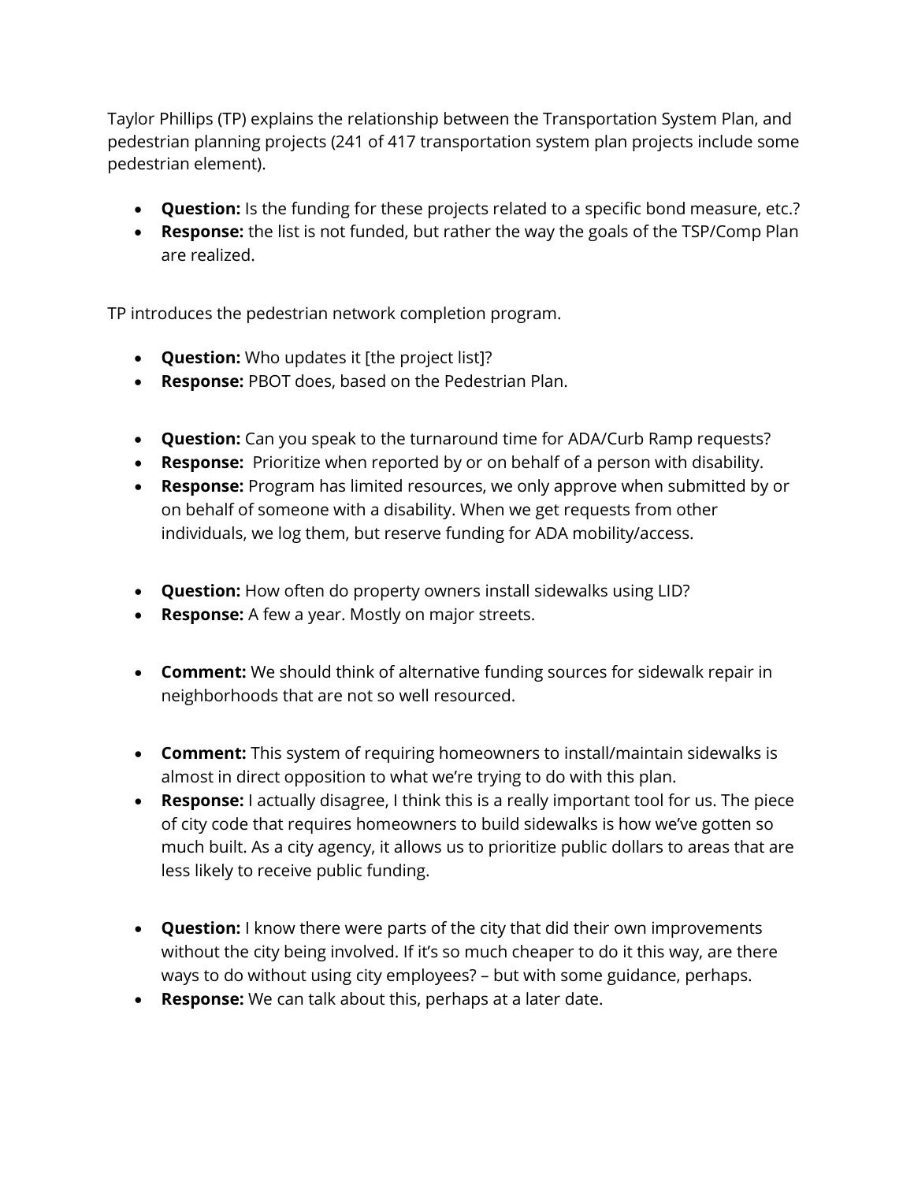Taylor Phillips (TP) explains the relationship between the Transportation System Plan, and pedestrian planning projects (241 of 417 transportation system plan projects include some pedestrian element).

- **Question:** Is the funding for these projects related to a specific bond measure, etc.?
- **Response:** the list is not funded, but rather the way the goals of the TSP/Comp Plan are realized.

TP introduces the pedestrian network completion program.

- **Question:** Who updates it [the project list]?
- **Response:** PBOT does, based on the Pedestrian Plan.

- **Question:** Can you speak to the turnaround time for ADA/Curb Ramp requests?
- **Response:** Prioritize when reported by or on behalf of a person with disability.
- **Response:** Program has limited resources, we only approve when submitted by or on behalf of someone with a disability. When we get requests from other individuals, we log them, but reserve funding for ADA mobility/access.

- **Question:** How often do property owners install sidewalks using LID?
- **Response:** A few a year. Mostly on major streets.

- **Comment:** We should think of alternative funding sources for sidewalk repair in neighborhoods that are not so well resourced.

- **Comment:** This system of requiring homeowners to install/maintain sidewalks is almost in direct opposition to what we're trying to do with this plan.
- **Response:** I actually disagree, I think this is a really important tool for us. The piece of city code that requires homeowners to build sidewalks is how we've gotten so much built. As a city agency, it allows us to prioritize public dollars to areas that are less likely to receive public funding.

- **Question:** I know there were parts of the city that did their own improvements without the city being involved. If it's so much cheaper to do it this way, are there ways to do without using city employees? – but with some guidance, perhaps.
- **Response:** We can talk about this, perhaps at a later date.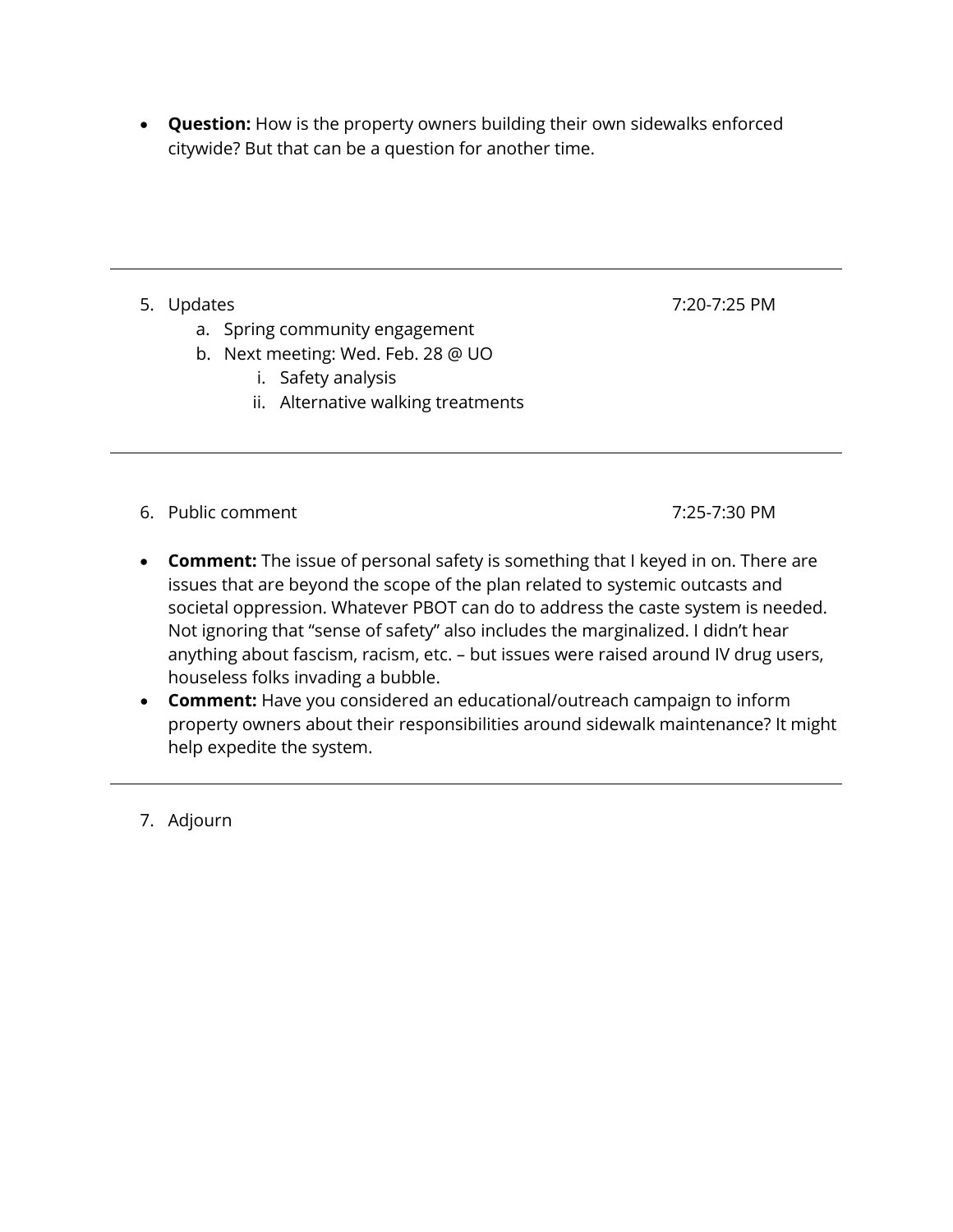- **Question:** How is the property owners building their own sidewalks enforced citywide? But that can be a question for another time.

---

5. Updates 7:20-7:25 PM
   a. Spring community engagement
   b. Next meeting: Wed. Feb. 28 @ UO
      i. Safety analysis
      ii. Alternative walking treatments

---

6. Public comment 7:25-7:30 PM

- **Comment:** The issue of personal safety is something that I keyed in on. There are issues that are beyond the scope of the plan related to systemic outcasts and societal oppression. Whatever PBOT can do to address the caste system is needed. Not ignoring that "sense of safety" also includes the marginalized. I didn't hear anything about fascism, racism, etc. – but issues were raised around IV drug users, houseless folks invading a bubble.
- **Comment:** Have you considered an educational/outreach campaign to inform property owners about their responsibilities around sidewalk maintenance? It might help expedite the system.

---

7. Adjourn